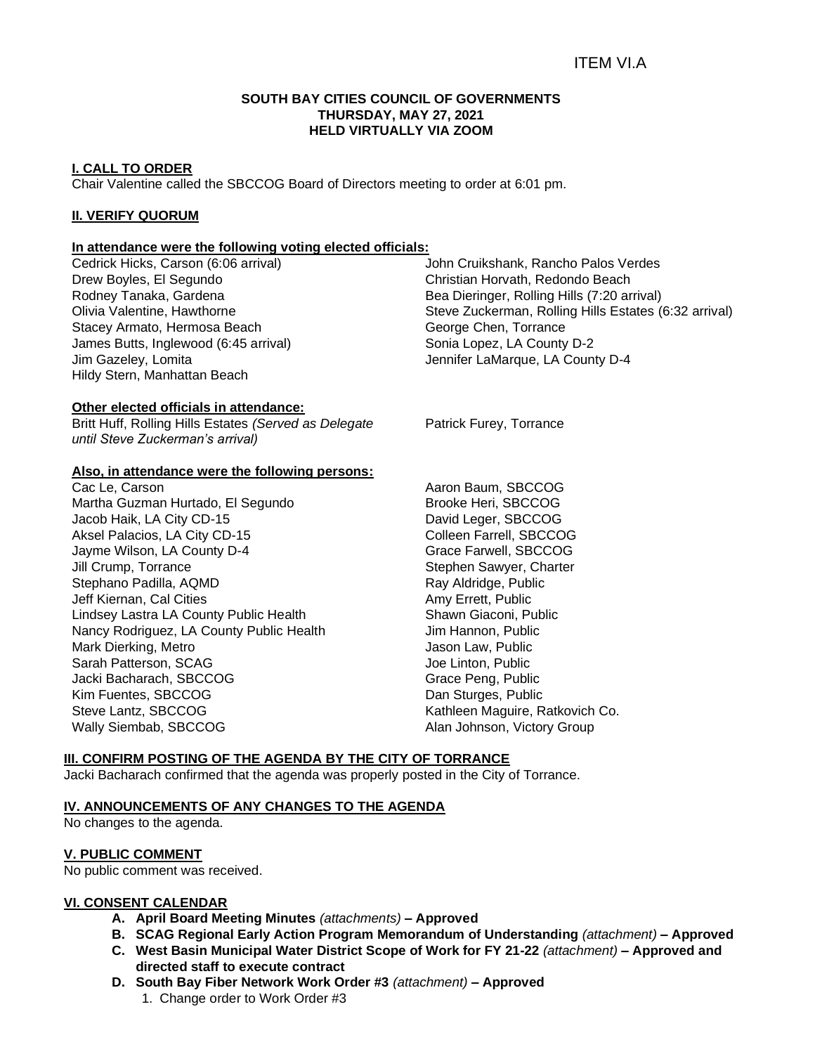ITEM VI.A

**SOUTH BAY CITIES COUNCIL OF GOVERNMENTS**
**THURSDAY, MAY 27, 2021**
**HELD VIRTUALLY VIA ZOOM**

## I. CALL TO ORDER

Chair Valentine called the SBCCOG Board of Directors meeting to order at 6:01 pm.

## II. VERIFY QUORUM

**In attendance were the following voting elected officials:**

Cedrick Hicks, Carson (6:06 arrival)
Drew Boyles, El Segundo
Rodney Tanaka, Gardena
Olivia Valentine, Hawthorne
Stacey Armato, Hermosa Beach
James Butts, Inglewood (6:45 arrival)
Jim Gazeley, Lomita
Hildy Stern, Manhattan Beach
John Cruikshank, Rancho Palos Verdes
Christian Horvath, Redondo Beach
Bea Dieringer, Rolling Hills (7:20 arrival)
Steve Zuckerman, Rolling Hills Estates (6:32 arrival)
George Chen, Torrance
Sonia Lopez, LA County D-2
Jennifer LaMarque, LA County D-4

**Other elected officials in attendance:**

Britt Huff, Rolling Hills Estates *(Served as Delegate until Steve Zuckerman's arrival)*
Patrick Furey, Torrance

**Also, in attendance were the following persons:**

Cac Le, Carson
Martha Guzman Hurtado, El Segundo
Jacob Haik, LA City CD-15
Aksel Palacios, LA City CD-15
Jayme Wilson, LA County D-4
Jill Crump, Torrance
Stephano Padilla, AQMD
Jeff Kiernan, Cal Cities
Lindsey Lastra LA County Public Health
Nancy Rodriguez, LA County Public Health
Mark Dierking, Metro
Sarah Patterson, SCAG
Jacki Bacharach, SBCCOG
Kim Fuentes, SBCCOG
Steve Lantz, SBCCOG
Wally Siembab, SBCCOG
Aaron Baum, SBCCOG
Brooke Heri, SBCCOG
David Leger, SBCCOG
Colleen Farrell, SBCCOG
Grace Farwell, SBCCOG
Stephen Sawyer, Charter
Ray Aldridge, Public
Amy Errett, Public
Shawn Giaconi, Public
Jim Hannon, Public
Jason Law, Public
Joe Linton, Public
Grace Peng, Public
Dan Sturges, Public
Kathleen Maguire, Ratkovich Co.
Alan Johnson, Victory Group

## III. CONFIRM POSTING OF THE AGENDA BY THE CITY OF TORRANCE

Jacki Bacharach confirmed that the agenda was properly posted in the City of Torrance.

## IV. ANNOUNCEMENTS OF ANY CHANGES TO THE AGENDA

No changes to the agenda.

## V. PUBLIC COMMENT

No public comment was received.

## VI. CONSENT CALENDAR

- **A. April Board Meeting Minutes** *(attachments)* **– Approved**
- **B. SCAG Regional Early Action Program Memorandum of Understanding** *(attachment)* **– Approved**
- **C. West Basin Municipal Water District Scope of Work for FY 21-22** *(attachment)* **– Approved and directed staff to execute contract**
- **D. South Bay Fiber Network Work Order #3** *(attachment)* **– Approved**
  1. Change order to Work Order #3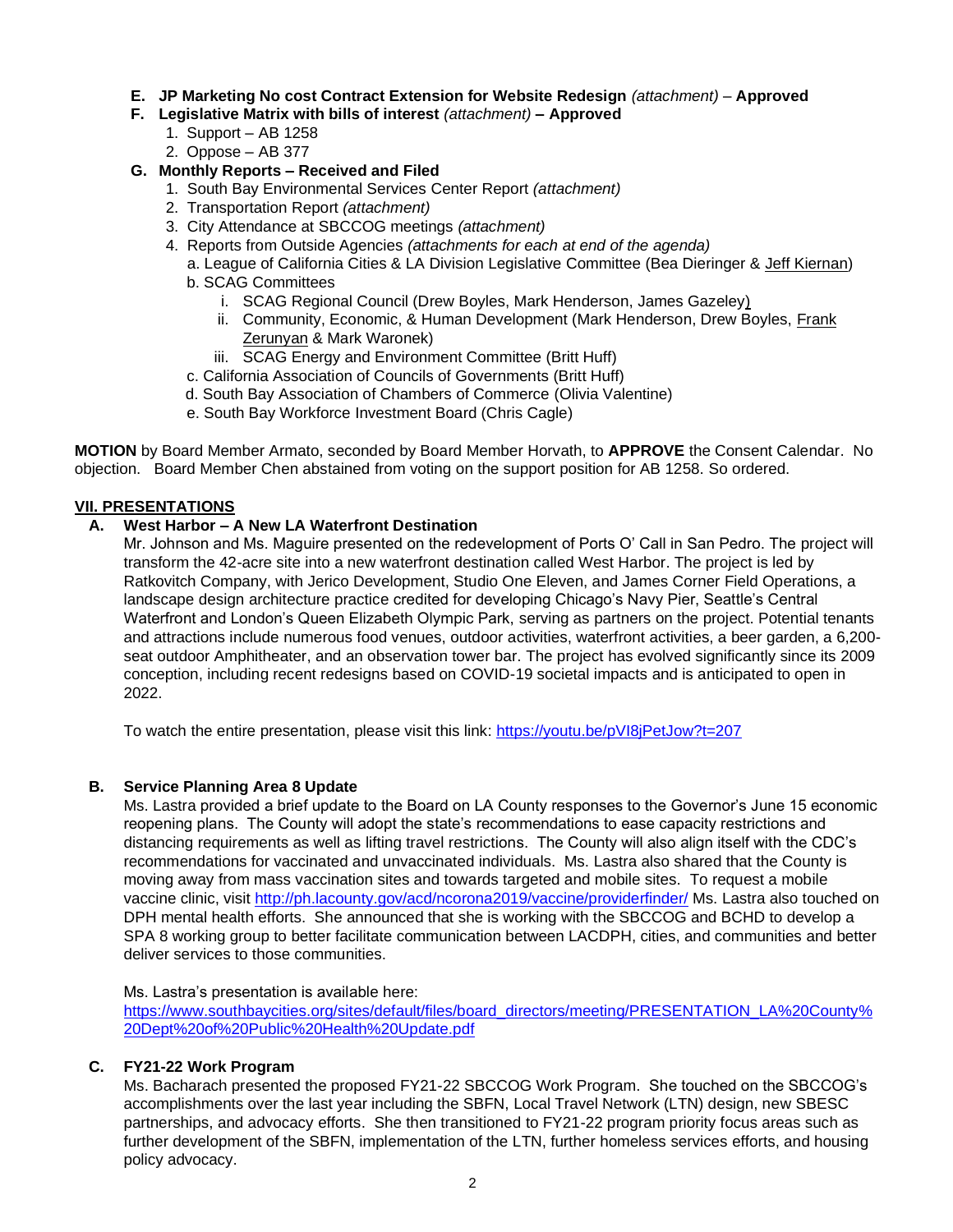- **E. JP Marketing No cost Contract Extension for Website Redesign** *(attachment)* – **Approved**
- **F. Legislative Matrix with bills of interest** *(attachment)* **– Approved**
  1. Support – AB 1258
  2. Oppose – AB 377
- **G. Monthly Reports – Received and Filed**
  1. South Bay Environmental Services Center Report *(attachment)*
  2. Transportation Report *(attachment)*
  3. City Attendance at SBCCOG meetings *(attachment)*
  4. Reports from Outside Agencies *(attachments for each at end of the agenda)*
     - a. League of California Cities & LA Division Legislative Committee (Bea Dieringer & Jeff Kiernan)
     - b. SCAG Committees
       - i. SCAG Regional Council (Drew Boyles, Mark Henderson, James Gazeley)
       - ii. Community, Economic, & Human Development (Mark Henderson, Drew Boyles, Frank Zerunyan & Mark Waronek)
       - iii. SCAG Energy and Environment Committee (Britt Huff)
     - c. California Association of Councils of Governments (Britt Huff)
     - d. South Bay Association of Chambers of Commerce (Olivia Valentine)
     - e. South Bay Workforce Investment Board (Chris Cagle)

**MOTION** by Board Member Armato, seconded by Board Member Horvath, to **APPROVE** the Consent Calendar. No objection. Board Member Chen abstained from voting on the support position for AB 1258. So ordered.

## VII. PRESENTATIONS

### A. West Harbor – A New LA Waterfront Destination

Mr. Johnson and Ms. Maguire presented on the redevelopment of Ports O' Call in San Pedro. The project will transform the 42-acre site into a new waterfront destination called West Harbor. The project is led by Ratkovitch Company, with Jerico Development, Studio One Eleven, and James Corner Field Operations, a landscape design architecture practice credited for developing Chicago's Navy Pier, Seattle's Central Waterfront and London's Queen Elizabeth Olympic Park, serving as partners on the project. Potential tenants and attractions include numerous food venues, outdoor activities, waterfront activities, a beer garden, a 6,200-seat outdoor Amphitheater, and an observation tower bar. The project has evolved significantly since its 2009 conception, including recent redesigns based on COVID-19 societal impacts and is anticipated to open in 2022.

To watch the entire presentation, please visit this link: https://youtu.be/pVI8jPetJow?t=207

### B. Service Planning Area 8 Update

Ms. Lastra provided a brief update to the Board on LA County responses to the Governor's June 15 economic reopening plans. The County will adopt the state's recommendations to ease capacity restrictions and distancing requirements as well as lifting travel restrictions. The County will also align itself with the CDC's recommendations for vaccinated and unvaccinated individuals. Ms. Lastra also shared that the County is moving away from mass vaccination sites and towards targeted and mobile sites. To request a mobile vaccine clinic, visit http://ph.lacounty.gov/acd/ncorona2019/vaccine/providerfinder/ Ms. Lastra also touched on DPH mental health efforts. She announced that she is working with the SBCCOG and BCHD to develop a SPA 8 working group to better facilitate communication between LACDPH, cities, and communities and better deliver services to those communities.

Ms. Lastra's presentation is available here:
https://www.southbaycities.org/sites/default/files/board_directors/meeting/PRESENTATION_LA%20County%20Dept%20of%20Public%20Health%20Update.pdf

### C. FY21-22 Work Program

Ms. Bacharach presented the proposed FY21-22 SBCCOG Work Program. She touched on the SBCCOG's accomplishments over the last year including the SBFN, Local Travel Network (LTN) design, new SBESC partnerships, and advocacy efforts. She then transitioned to FY21-22 program priority focus areas such as further development of the SBFN, implementation of the LTN, further homeless services efforts, and housing policy advocacy.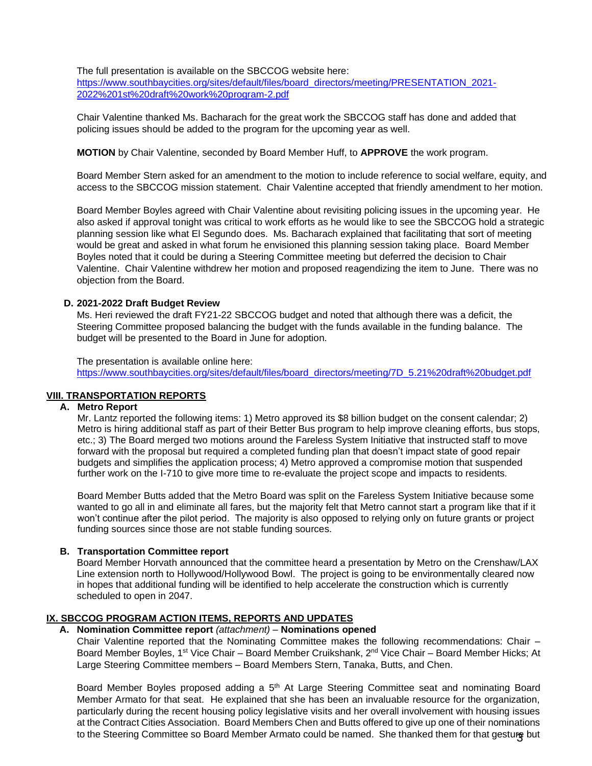The full presentation is available on the SBCCOG website here:
https://www.southbaycities.org/sites/default/files/board_directors/meeting/PRESENTATION_2021-2022%201st%20draft%20work%20program-2.pdf

Chair Valentine thanked Ms. Bacharach for the great work the SBCCOG staff has done and added that policing issues should be added to the program for the upcoming year as well.

**MOTION** by Chair Valentine, seconded by Board Member Huff, to **APPROVE** the work program.

Board Member Stern asked for an amendment to the motion to include reference to social welfare, equity, and access to the SBCCOG mission statement. Chair Valentine accepted that friendly amendment to her motion.

Board Member Boyles agreed with Chair Valentine about revisiting policing issues in the upcoming year. He also asked if approval tonight was critical to work efforts as he would like to see the SBCCOG hold a strategic planning session like what El Segundo does. Ms. Bacharach explained that facilitating that sort of meeting would be great and asked in what forum he envisioned this planning session taking place. Board Member Boyles noted that it could be during a Steering Committee meeting but deferred the decision to Chair Valentine. Chair Valentine withdrew her motion and proposed reagendizing the item to June. There was no objection from the Board.

**D. 2021-2022 Draft Budget Review**

Ms. Heri reviewed the draft FY21-22 SBCCOG budget and noted that although there was a deficit, the Steering Committee proposed balancing the budget with the funds available in the funding balance. The budget will be presented to the Board in June for adoption.

The presentation is available online here:
https://www.southbaycities.org/sites/default/files/board_directors/meeting/7D_5.21%20draft%20budget.pdf

## VIII. TRANSPORTATION REPORTS

**A. Metro Report**

Mr. Lantz reported the following items: 1) Metro approved its $8 billion budget on the consent calendar; 2) Metro is hiring additional staff as part of their Better Bus program to help improve cleaning efforts, bus stops, etc.; 3) The Board merged two motions around the Fareless System Initiative that instructed staff to move forward with the proposal but required a completed funding plan that doesn't impact state of good repair budgets and simplifies the application process; 4) Metro approved a compromise motion that suspended further work on the I-710 to give more time to re-evaluate the project scope and impacts to residents.

Board Member Butts added that the Metro Board was split on the Fareless System Initiative because some wanted to go all in and eliminate all fares, but the majority felt that Metro cannot start a program like that if it won't continue after the pilot period. The majority is also opposed to relying only on future grants or project funding sources since those are not stable funding sources.

**B. Transportation Committee report**

Board Member Horvath announced that the committee heard a presentation by Metro on the Crenshaw/LAX Line extension north to Hollywood/Hollywood Bowl. The project is going to be environmentally cleared now in hopes that additional funding will be identified to help accelerate the construction which is currently scheduled to open in 2047.

## IX. SBCCOG PROGRAM ACTION ITEMS, REPORTS AND UPDATES

**A. Nomination Committee report** *(attachment)* – **Nominations opened**

Chair Valentine reported that the Nominating Committee makes the following recommendations: Chair – Board Member Boyles, 1st Vice Chair – Board Member Cruikshank, 2nd Vice Chair – Board Member Hicks; At Large Steering Committee members – Board Members Stern, Tanaka, Butts, and Chen.

Board Member Boyles proposed adding a 5th At Large Steering Committee seat and nominating Board Member Armato for that seat. He explained that she has been an invaluable resource for the organization, particularly during the recent housing policy legislative visits and her overall involvement with housing issues at the Contract Cities Association. Board Members Chen and Butts offered to give up one of their nominations to the Steering Committee so Board Member Armato could be named. She thanked them for that gesture but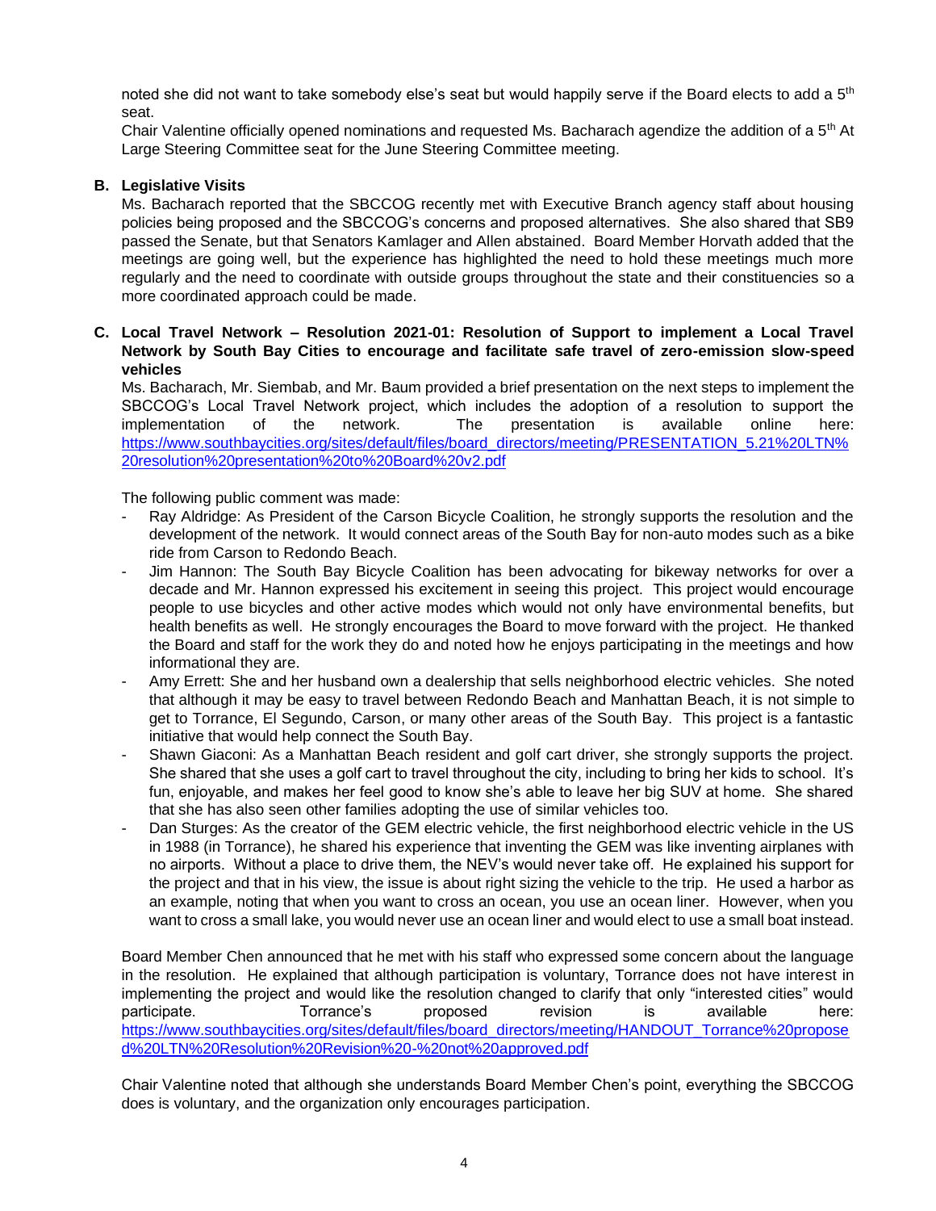noted she did not want to take somebody else's seat but would happily serve if the Board elects to add a 5th seat.
Chair Valentine officially opened nominations and requested Ms. Bacharach agendize the addition of a 5th At Large Steering Committee seat for the June Steering Committee meeting.

**B. Legislative Visits**

Ms. Bacharach reported that the SBCCOG recently met with Executive Branch agency staff about housing policies being proposed and the SBCCOG's concerns and proposed alternatives. She also shared that SB9 passed the Senate, but that Senators Kamlager and Allen abstained. Board Member Horvath added that the meetings are going well, but the experience has highlighted the need to hold these meetings much more regularly and the need to coordinate with outside groups throughout the state and their constituencies so a more coordinated approach could be made.

**C. Local Travel Network – Resolution 2021-01: Resolution of Support to implement a Local Travel Network by South Bay Cities to encourage and facilitate safe travel of zero-emission slow-speed vehicles**

Ms. Bacharach, Mr. Siembab, and Mr. Baum provided a brief presentation on the next steps to implement the SBCCOG's Local Travel Network project, which includes the adoption of a resolution to support the implementation of the network. The presentation is available online here: https://www.southbaycities.org/sites/default/files/board_directors/meeting/PRESENTATION_5.21%20LTN%20resolution%20presentation%20to%20Board%20v2.pdf

The following public comment was made:

- Ray Aldridge: As President of the Carson Bicycle Coalition, he strongly supports the resolution and the development of the network. It would connect areas of the South Bay for non-auto modes such as a bike ride from Carson to Redondo Beach.
- Jim Hannon: The South Bay Bicycle Coalition has been advocating for bikeway networks for over a decade and Mr. Hannon expressed his excitement in seeing this project. This project would encourage people to use bicycles and other active modes which would not only have environmental benefits, but health benefits as well. He strongly encourages the Board to move forward with the project. He thanked the Board and staff for the work they do and noted how he enjoys participating in the meetings and how informational they are.
- Amy Errett: She and her husband own a dealership that sells neighborhood electric vehicles. She noted that although it may be easy to travel between Redondo Beach and Manhattan Beach, it is not simple to get to Torrance, El Segundo, Carson, or many other areas of the South Bay. This project is a fantastic initiative that would help connect the South Bay.
- Shawn Giaconi: As a Manhattan Beach resident and golf cart driver, she strongly supports the project. She shared that she uses a golf cart to travel throughout the city, including to bring her kids to school. It's fun, enjoyable, and makes her feel good to know she's able to leave her big SUV at home. She shared that she has also seen other families adopting the use of similar vehicles too.
- Dan Sturges: As the creator of the GEM electric vehicle, the first neighborhood electric vehicle in the US in 1988 (in Torrance), he shared his experience that inventing the GEM was like inventing airplanes with no airports. Without a place to drive them, the NEV's would never take off. He explained his support for the project and that in his view, the issue is about right sizing the vehicle to the trip. He used a harbor as an example, noting that when you want to cross an ocean, you use an ocean liner. However, when you want to cross a small lake, you would never use an ocean liner and would elect to use a small boat instead.

Board Member Chen announced that he met with his staff who expressed some concern about the language in the resolution. He explained that although participation is voluntary, Torrance does not have interest in implementing the project and would like the resolution changed to clarify that only "interested cities" would participate. Torrance's proposed revision is available here: https://www.southbaycities.org/sites/default/files/board_directors/meeting/HANDOUT_Torrance%20proposed%20LTN%20Resolution%20Revision%20-%20not%20approved.pdf

Chair Valentine noted that although she understands Board Member Chen's point, everything the SBCCOG does is voluntary, and the organization only encourages participation.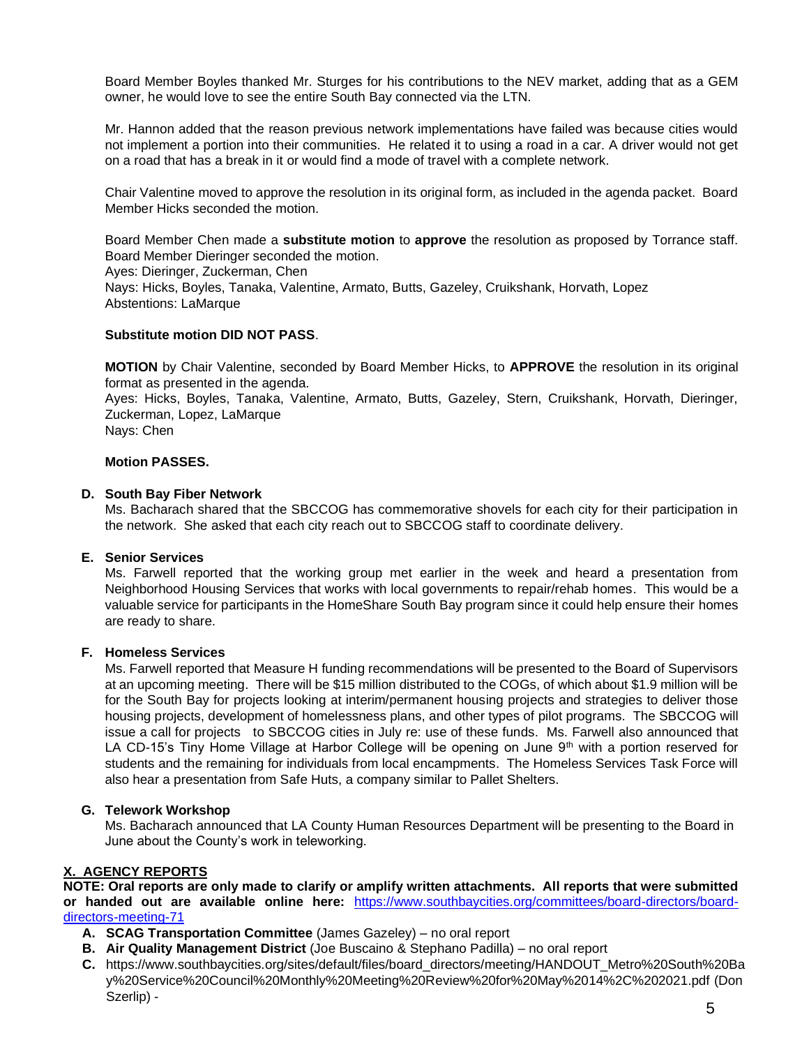Board Member Boyles thanked Mr. Sturges for his contributions to the NEV market, adding that as a GEM owner, he would love to see the entire South Bay connected via the LTN.

Mr. Hannon added that the reason previous network implementations have failed was because cities would not implement a portion into their communities. He related it to using a road in a car. A driver would not get on a road that has a break in it or would find a mode of travel with a complete network.

Chair Valentine moved to approve the resolution in its original form, as included in the agenda packet. Board Member Hicks seconded the motion.

Board Member Chen made a **substitute motion** to **approve** the resolution as proposed by Torrance staff. Board Member Dieringer seconded the motion.
Ayes: Dieringer, Zuckerman, Chen
Nays: Hicks, Boyles, Tanaka, Valentine, Armato, Butts, Gazeley, Cruikshank, Horvath, Lopez
Abstentions: LaMarque

**Substitute motion DID NOT PASS**.

**MOTION** by Chair Valentine, seconded by Board Member Hicks, to **APPROVE** the resolution in its original format as presented in the agenda.
Ayes: Hicks, Boyles, Tanaka, Valentine, Armato, Butts, Gazeley, Stern, Cruikshank, Horvath, Dieringer, Zuckerman, Lopez, LaMarque
Nays: Chen

**Motion PASSES.**

**D. South Bay Fiber Network**
Ms. Bacharach shared that the SBCCOG has commemorative shovels for each city for their participation in the network. She asked that each city reach out to SBCCOG staff to coordinate delivery.

**E. Senior Services**
Ms. Farwell reported that the working group met earlier in the week and heard a presentation from Neighborhood Housing Services that works with local governments to repair/rehab homes. This would be a valuable service for participants in the HomeShare South Bay program since it could help ensure their homes are ready to share.

**F. Homeless Services**
Ms. Farwell reported that Measure H funding recommendations will be presented to the Board of Supervisors at an upcoming meeting. There will be $15 million distributed to the COGs, of which about $1.9 million will be for the South Bay for projects looking at interim/permanent housing projects and strategies to deliver those housing projects, development of homelessness plans, and other types of pilot programs. The SBCCOG will issue a call for projects to SBCCOG cities in July re: use of these funds. Ms. Farwell also announced that LA CD-15's Tiny Home Village at Harbor College will be opening on June 9th with a portion reserved for students and the remaining for individuals from local encampments. The Homeless Services Task Force will also hear a presentation from Safe Huts, a company similar to Pallet Shelters.

**G. Telework Workshop**
Ms. Bacharach announced that LA County Human Resources Department will be presenting to the Board in June about the County's work in teleworking.

## X. AGENCY REPORTS

**NOTE: Oral reports are only made to clarify or amplify written attachments. All reports that were submitted or handed out are available online here:** https://www.southbaycities.org/committees/board-directors/board-directors-meeting-71

- **A. SCAG Transportation Committee** (James Gazeley) – no oral report
- **B. Air Quality Management District** (Joe Buscaino & Stephano Padilla) – no oral report
- **C.** https://www.southbaycities.org/sites/default/files/board_directors/meeting/HANDOUT_Metro%20South%20Bay%20Service%20Council%20Monthly%20Meeting%20Review%20for%20May%2014%2C%202021.pdf (Don Szerlip) -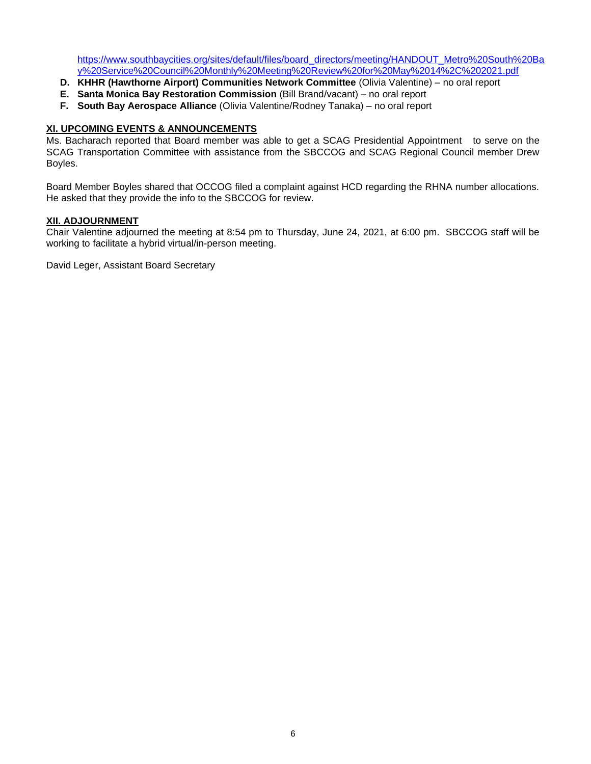https://www.southbaycities.org/sites/default/files/board_directors/meeting/HANDOUT_Metro%20South%20Bay%20Service%20Council%20Monthly%20Meeting%20Review%20for%20May%2014%2C%202021.pdf

- **D. KHHR (Hawthorne Airport) Communities Network Committee** (Olivia Valentine) – no oral report
- **E. Santa Monica Bay Restoration Commission** (Bill Brand/vacant) – no oral report
- **F. South Bay Aerospace Alliance** (Olivia Valentine/Rodney Tanaka) – no oral report

## XI. UPCOMING EVENTS & ANNOUNCEMENTS

Ms. Bacharach reported that Board member was able to get a SCAG Presidential Appointment to serve on the SCAG Transportation Committee with assistance from the SBCCOG and SCAG Regional Council member Drew Boyles.

Board Member Boyles shared that OCCOG filed a complaint against HCD regarding the RHNA number allocations. He asked that they provide the info to the SBCCOG for review.

## XII. ADJOURNMENT

Chair Valentine adjourned the meeting at 8:54 pm to Thursday, June 24, 2021, at 6:00 pm. SBCCOG staff will be working to facilitate a hybrid virtual/in-person meeting.

David Leger, Assistant Board Secretary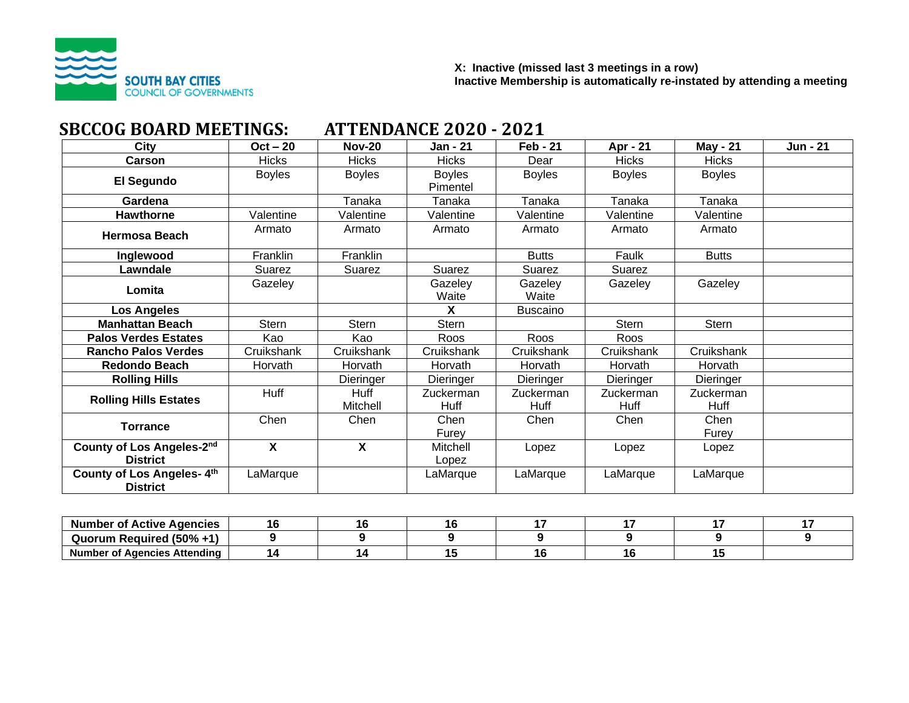SOUTH BAY CITIES COUNCIL OF GOVERNMENTS

**X: Inactive (missed last 3 meetings in a row)**
**Inactive Membership is automatically re-instated by attending a meeting**

# SBCCOG BOARD MEETINGS: ATTENDANCE 2020 - 2021

| City | Oct – 20 | Nov-20 | Jan - 21 | Feb - 21 | Apr - 21 | May - 21 | Jun - 21 |
|---|---|---|---|---|---|---|---|
| **Carson** | Hicks | Hicks | Hicks | Dear | Hicks | Hicks | |
| **El Segundo** | Boyles | Boyles | Boyles Pimentel | Boyles | Boyles | Boyles | |
| **Gardena** | | Tanaka | Tanaka | Tanaka | Tanaka | Tanaka | |
| **Hawthorne** | Valentine | Valentine | Valentine | Valentine | Valentine | Valentine | |
| **Hermosa Beach** | Armato | Armato | Armato | Armato | Armato | Armato | |
| **Inglewood** | Franklin | Franklin | | Butts | Faulk | Butts | |
| **Lawndale** | Suarez | Suarez | Suarez | Suarez | Suarez | | |
| **Lomita** | Gazeley | | Gazeley Waite | Gazeley Waite | Gazeley | Gazeley | |
| **Los Angeles** | | | **X** | Buscaino | | | |
| **Manhattan Beach** | Stern | Stern | Stern | | Stern | Stern | |
| **Palos Verdes Estates** | Kao | Kao | Roos | Roos | Roos | | |
| **Rancho Palos Verdes** | Cruikshank | Cruikshank | Cruikshank | Cruikshank | Cruikshank | Cruikshank | |
| **Redondo Beach** | Horvath | Horvath | Horvath | Horvath | Horvath | Horvath | |
| **Rolling Hills** | | Dieringer | Dieringer | Dieringer | Dieringer | Dieringer | |
| **Rolling Hills Estates** | Huff | Huff Mitchell | Zuckerman Huff | Zuckerman Huff | Zuckerman Huff | Zuckerman Huff | |
| **Torrance** | Chen | Chen | Chen Furey | Chen | Chen | Chen Furey | |
| **County of Los Angeles-2nd District** | **X** | **X** | Mitchell Lopez | Lopez | Lopez | Lopez | |
| **County of Los Angeles- 4th District** | LaMarque | | LaMarque | LaMarque | LaMarque | LaMarque | |

| | | | | | | | |
|---|---|---|---|---|---|---|---|
| **Number of Active Agencies** | **16** | **16** | **16** | **17** | **17** | **17** | **17** |
| **Quorum Required (50% +1)** | **9** | **9** | **9** | **9** | **9** | **9** | **9** |
| **Number of Agencies Attending** | **14** | **14** | **15** | **16** | **16** | **15** | |